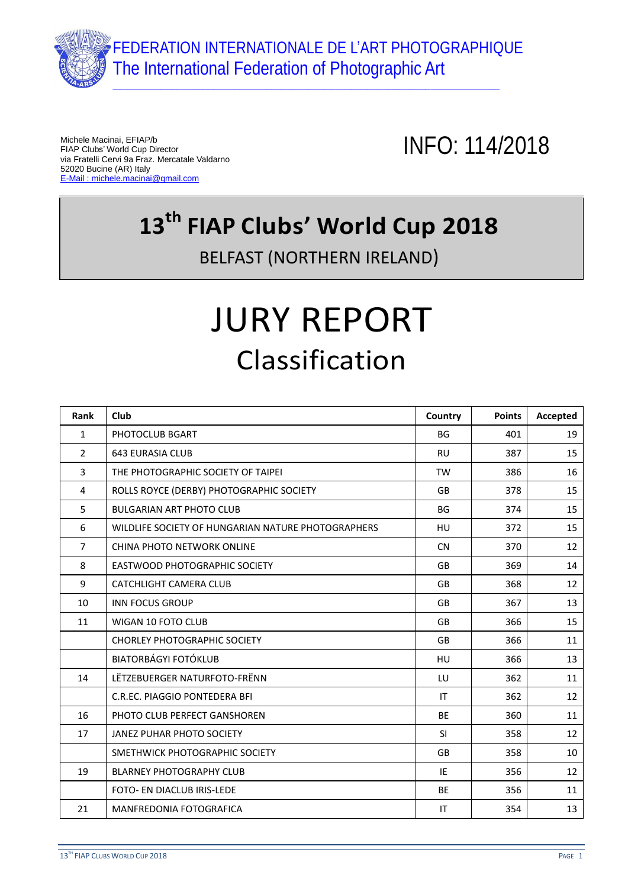FEDERATION INTERNATIONALE DE L'ART PHOTOGRAPHIQUE
The International Federation of Photographic Art

Michele Macinai, EFIAP/b
FIAP Clubs' World Cup Director
via Fratelli Cervi 9a Fraz. Mercatale Valdarno
52020 Bucine (AR) Italy
E-Mail : michele.macinai@gmail.com

INFO: 114/2018

# 13th FIAP Clubs' World Cup 2018

BELFAST (NORTHERN IRELAND)

# JURY REPORT

## Classification

| Rank | Club | Country | Points | Accepted |
|---|---|---|---|---|
| 1 | PHOTOCLUB BGART | BG | 401 | 19 |
| 2 | 643 EURASIA CLUB | RU | 387 | 15 |
| 3 | THE PHOTOGRAPHIC SOCIETY OF TAIPEI | TW | 386 | 16 |
| 4 | ROLLS ROYCE (DERBY) PHOTOGRAPHIC SOCIETY | GB | 378 | 15 |
| 5 | BULGARIAN ART PHOTO CLUB | BG | 374 | 15 |
| 6 | WILDLIFE SOCIETY OF HUNGARIAN NATURE PHOTOGRAPHERS | HU | 372 | 15 |
| 7 | CHINA PHOTO NETWORK ONLINE | CN | 370 | 12 |
| 8 | EASTWOOD PHOTOGRAPHIC SOCIETY | GB | 369 | 14 |
| 9 | CATCHLIGHT CAMERA CLUB | GB | 368 | 12 |
| 10 | INN FOCUS GROUP | GB | 367 | 13 |
| 11 | WIGAN 10 FOTO CLUB | GB | 366 | 15 |
| | CHORLEY PHOTOGRAPHIC SOCIETY | GB | 366 | 11 |
| | BIATORBÁGYI FOTÓKLUB | HU | 366 | 13 |
| 14 | LËTZEBUERGER NATURFOTO-FRËNN | LU | 362 | 11 |
| | C.R.EC. PIAGGIO PONTEDERA BFI | IT | 362 | 12 |
| 16 | PHOTO CLUB PERFECT GANSHOREN | BE | 360 | 11 |
| 17 | JANEZ PUHAR PHOTO SOCIETY | SI | 358 | 12 |
| | SMETHWICK PHOTOGRAPHIC SOCIETY | GB | 358 | 10 |
| 19 | BLARNEY PHOTOGRAPHY CLUB | IE | 356 | 12 |
| | FOTO- EN DIACLUB IRIS-LEDE | BE | 356 | 11 |
| 21 | MANFREDONIA FOTOGRAFICA | IT | 354 | 13 |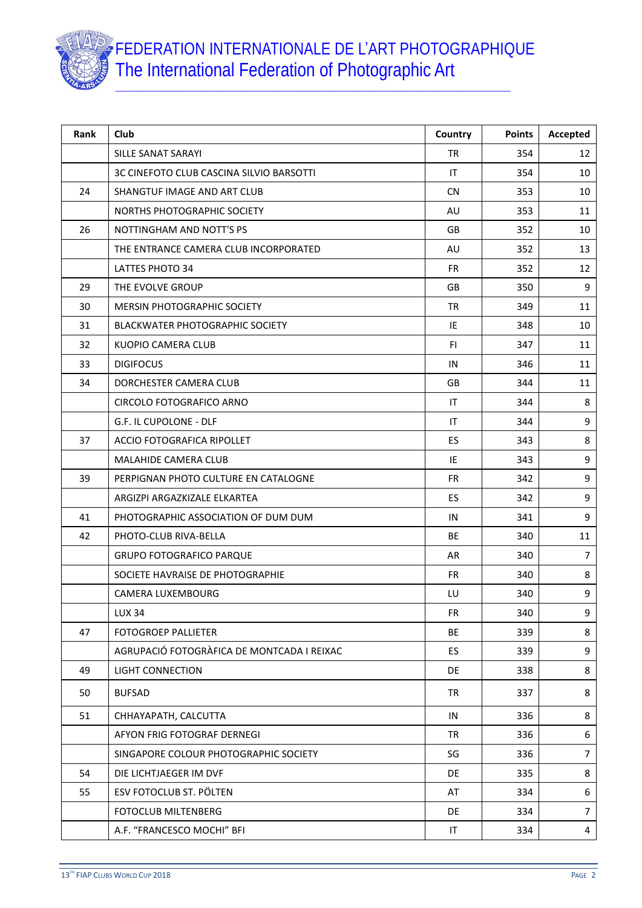| Rank | Club | Country | Points | Accepted |
|---|---|---|---|---|
| | SILLE SANAT SARAYI | TR | 354 | 12 |
| | 3C CINEFOTO CLUB CASCINA SILVIO BARSOTTI | IT | 354 | 10 |
| 24 | SHANGTUF IMAGE AND ART CLUB | CN | 353 | 10 |
| | NORTHS PHOTOGRAPHIC SOCIETY | AU | 353 | 11 |
| 26 | NOTTINGHAM AND NOTT'S PS | GB | 352 | 10 |
| | THE ENTRANCE CAMERA CLUB INCORPORATED | AU | 352 | 13 |
| | LATTES PHOTO 34 | FR | 352 | 12 |
| 29 | THE EVOLVE GROUP | GB | 350 | 9 |
| 30 | MERSIN PHOTOGRAPHIC SOCIETY | TR | 349 | 11 |
| 31 | BLACKWATER PHOTOGRAPHIC SOCIETY | IE | 348 | 10 |
| 32 | KUOPIO CAMERA CLUB | FI | 347 | 11 |
| 33 | DIGIFOCUS | IN | 346 | 11 |
| 34 | DORCHESTER CAMERA CLUB | GB | 344 | 11 |
| | CIRCOLO FOTOGRAFICO ARNO | IT | 344 | 8 |
| | G.F. IL CUPOLONE - DLF | IT | 344 | 9 |
| 37 | ACCIO FOTOGRAFICA RIPOLLET | ES | 343 | 8 |
| | MALAHIDE CAMERA CLUB | IE | 343 | 9 |
| 39 | PERPIGNAN PHOTO CULTURE EN CATALOGNE | FR | 342 | 9 |
| | ARGIZPI ARGAZKIZALE ELKARTEA | ES | 342 | 9 |
| 41 | PHOTOGRAPHIC ASSOCIATION OF DUM DUM | IN | 341 | 9 |
| 42 | PHOTO-CLUB RIVA-BELLA | BE | 340 | 11 |
| | GRUPO FOTOGRAFICO PARQUE | AR | 340 | 7 |
| | SOCIETE HAVRAISE DE PHOTOGRAPHIE | FR | 340 | 8 |
| | CAMERA LUXEMBOURG | LU | 340 | 9 |
| | LUX 34 | FR | 340 | 9 |
| 47 | FOTOGROEP PALLIETER | BE | 339 | 8 |
| | AGRUPACIÓ FOTOGRÀFICA DE MONTCADA I REIXAC | ES | 339 | 9 |
| 49 | LIGHT CONNECTION | DE | 338 | 8 |
| 50 | BUFSAD | TR | 337 | 8 |
| 51 | CHHAYAPATH, CALCUTTA | IN | 336 | 8 |
| | AFYON FRIG FOTOGRAF DERNEGI | TR | 336 | 6 |
| | SINGAPORE COLOUR PHOTOGRAPHIC SOCIETY | SG | 336 | 7 |
| 54 | DIE LICHTJAEGER IM DVF | DE | 335 | 8 |
| 55 | ESV FOTOCLUB ST. PÖLTEN | AT | 334 | 6 |
| | FOTOCLUB MILTENBERG | DE | 334 | 7 |
| | A.F. "FRANCESCO MOCHI" BFI | IT | 334 | 4 |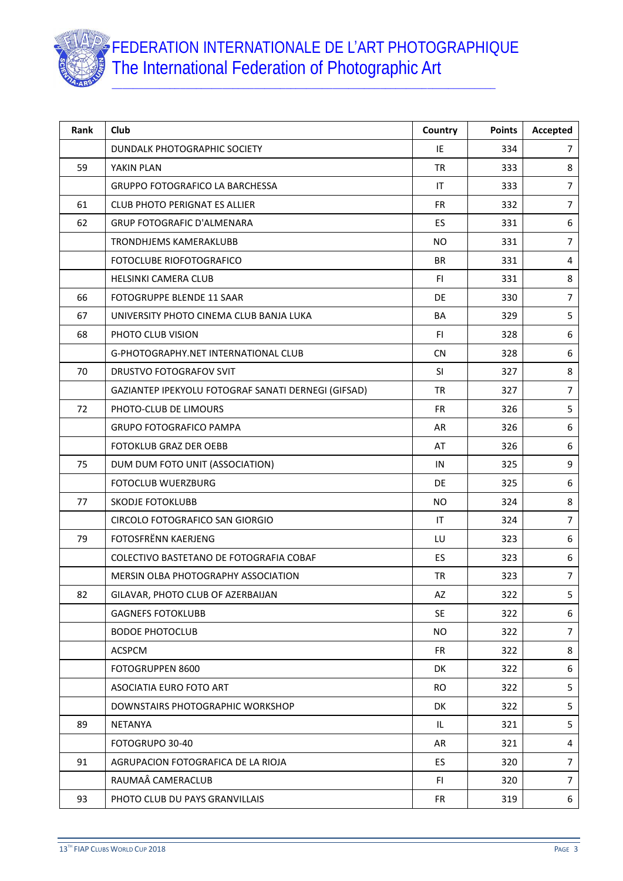| Rank | Club | Country | Points | Accepted |
|---|---|---|---|---|
| | DUNDALK PHOTOGRAPHIC SOCIETY | IE | 334 | 7 |
| 59 | YAKIN PLAN | TR | 333 | 8 |
| | GRUPPO FOTOGRAFICO LA BARCHESSA | IT | 333 | 7 |
| 61 | CLUB PHOTO PERIGNAT ES ALLIER | FR | 332 | 7 |
| 62 | GRUP FOTOGRAFIC D'ALMENARA | ES | 331 | 6 |
| | TRONDHJEMS KAMERAKLUBB | NO | 331 | 7 |
| | FOTOCLUBE RIOFOTOGRAFICO | BR | 331 | 4 |
| | HELSINKI CAMERA CLUB | FI | 331 | 8 |
| 66 | FOTOGRUPPE BLENDE 11 SAAR | DE | 330 | 7 |
| 67 | UNIVERSITY PHOTO CINEMA CLUB BANJA LUKA | BA | 329 | 5 |
| 68 | PHOTO CLUB VISION | FI | 328 | 6 |
| | G-PHOTOGRAPHY.NET INTERNATIONAL CLUB | CN | 328 | 6 |
| 70 | DRUSTVO FOTOGRAFOV SVIT | SI | 327 | 8 |
| | GAZIANTEP IPEKYOLU FOTOGRAF SANATI DERNEGI (GIFSAD) | TR | 327 | 7 |
| 72 | PHOTO-CLUB DE LIMOURS | FR | 326 | 5 |
| | GRUPO FOTOGRAFICO PAMPA | AR | 326 | 6 |
| | FOTOKLUB GRAZ DER OEBB | AT | 326 | 6 |
| 75 | DUM DUM FOTO UNIT (ASSOCIATION) | IN | 325 | 9 |
| | FOTOCLUB WUERZBURG | DE | 325 | 6 |
| 77 | SKODJE FOTOKLUBB | NO | 324 | 8 |
| | CIRCOLO FOTOGRAFICO SAN GIORGIO | IT | 324 | 7 |
| 79 | FOTOSFRËNN KAERJENG | LU | 323 | 6 |
| | COLECTIVO BASTETANO DE FOTOGRAFIA COBAF | ES | 323 | 6 |
| | MERSIN OLBA PHOTOGRAPHY ASSOCIATION | TR | 323 | 7 |
| 82 | GILAVAR, PHOTO CLUB OF AZERBAIJAN | AZ | 322 | 5 |
| | GAGNEFS FOTOKLUBB | SE | 322 | 6 |
| | BODOE PHOTOCLUB | NO | 322 | 7 |
| | ACSPCM | FR | 322 | 8 |
| | FOTOGRUPPEN 8600 | DK | 322 | 6 |
| | ASOCIATIA EURO FOTO ART | RO | 322 | 5 |
| | DOWNSTAIRS PHOTOGRAPHIC WORKSHOP | DK | 322 | 5 |
| 89 | NETANYA | IL | 321 | 5 |
| | FOTOGRUPO 30-40 | AR | 321 | 4 |
| 91 | AGRUPACION FOTOGRAFICA DE LA RIOJA | ES | 320 | 7 |
| | RAUMAÂ CAMERACLUB | FI | 320 | 7 |
| 93 | PHOTO CLUB DU PAYS GRANVILLAIS | FR | 319 | 6 |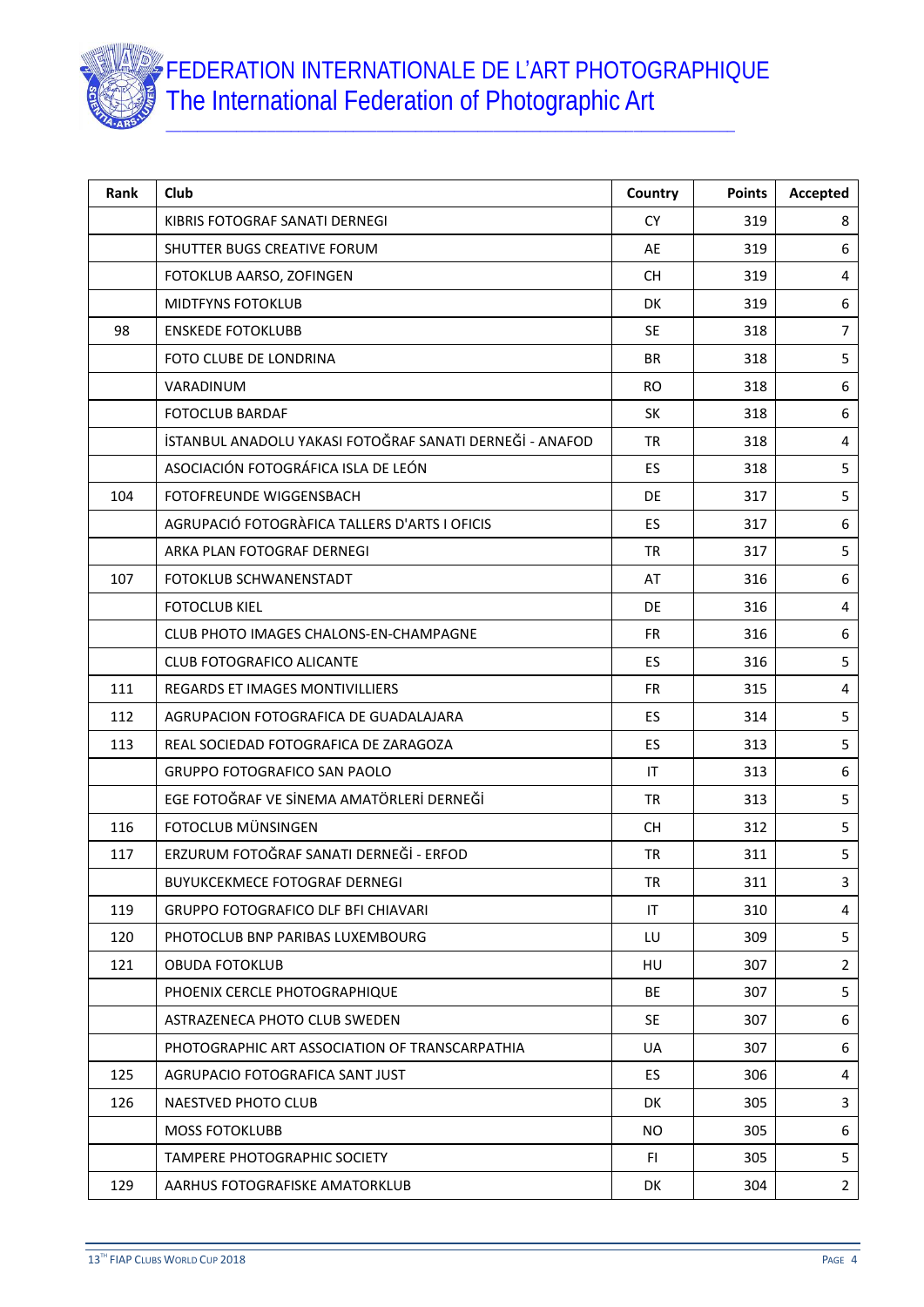| Rank | Club | Country | Points | Accepted |
|---|---|---|---|---|
| | KIBRIS FOTOGRAF SANATI DERNEGI | CY | 319 | 8 |
| | SHUTTER BUGS CREATIVE FORUM | AE | 319 | 6 |
| | FOTOKLUB AARSO, ZOFINGEN | CH | 319 | 4 |
| | MIDTFYNS FOTOKLUB | DK | 319 | 6 |
| 98 | ENSKEDE FOTOKLUBB | SE | 318 | 7 |
| | FOTO CLUBE DE LONDRINA | BR | 318 | 5 |
| | VARADINUM | RO | 318 | 6 |
| | FOTOCLUB BARDAF | SK | 318 | 6 |
| | İSTANBUL ANADOLU YAKASI FOTOĞRAF SANATI DERNEĞİ - ANAFOD | TR | 318 | 4 |
| | ASOCIACIÓN FOTOGRÁFICA ISLA DE LEÓN | ES | 318 | 5 |
| 104 | FOTOFREUNDE WIGGENSBACH | DE | 317 | 5 |
| | AGRUPACIÓ FOTOGRÀFICA TALLERS D'ARTS I OFICIS | ES | 317 | 6 |
| | ARKA PLAN FOTOGRAF DERNEGI | TR | 317 | 5 |
| 107 | FOTOKLUB SCHWANENSTADT | AT | 316 | 6 |
| | FOTOCLUB KIEL | DE | 316 | 4 |
| | CLUB PHOTO IMAGES CHALONS-EN-CHAMPAGNE | FR | 316 | 6 |
| | CLUB FOTOGRAFICO ALICANTE | ES | 316 | 5 |
| 111 | REGARDS ET IMAGES MONTIVILLIERS | FR | 315 | 4 |
| 112 | AGRUPACION FOTOGRAFICA DE GUADALAJARA | ES | 314 | 5 |
| 113 | REAL SOCIEDAD FOTOGRAFICA DE ZARAGOZA | ES | 313 | 5 |
| | GRUPPO FOTOGRAFICO SAN PAOLO | IT | 313 | 6 |
| | EGE FOTOĞRAF VE SİNEMA AMATÖRLERİ DERNEĞİ | TR | 313 | 5 |
| 116 | FOTOCLUB MÜNSINGEN | CH | 312 | 5 |
| 117 | ERZURUM FOTOĞRAF SANATI DERNEĞİ - ERFOD | TR | 311 | 5 |
| | BUYUKCEKMECE FOTOGRAF DERNEGI | TR | 311 | 3 |
| 119 | GRUPPO FOTOGRAFICO DLF BFI CHIAVARI | IT | 310 | 4 |
| 120 | PHOTOCLUB BNP PARIBAS LUXEMBOURG | LU | 309 | 5 |
| 121 | OBUDA FOTOKLUB | HU | 307 | 2 |
| | PHOENIX CERCLE PHOTOGRAPHIQUE | BE | 307 | 5 |
| | ASTRAZENECA PHOTO CLUB SWEDEN | SE | 307 | 6 |
| | PHOTOGRAPHIC ART ASSOCIATION OF TRANSCARPATHIA | UA | 307 | 6 |
| 125 | AGRUPACIO FOTOGRAFICA SANT JUST | ES | 306 | 4 |
| 126 | NAESTVED PHOTO CLUB | DK | 305 | 3 |
| | MOSS FOTOKLUBB | NO | 305 | 6 |
| | TAMPERE PHOTOGRAPHIC SOCIETY | FI | 305 | 5 |
| 129 | AARHUS FOTOGRAFISKE AMATORKLUB | DK | 304 | 2 |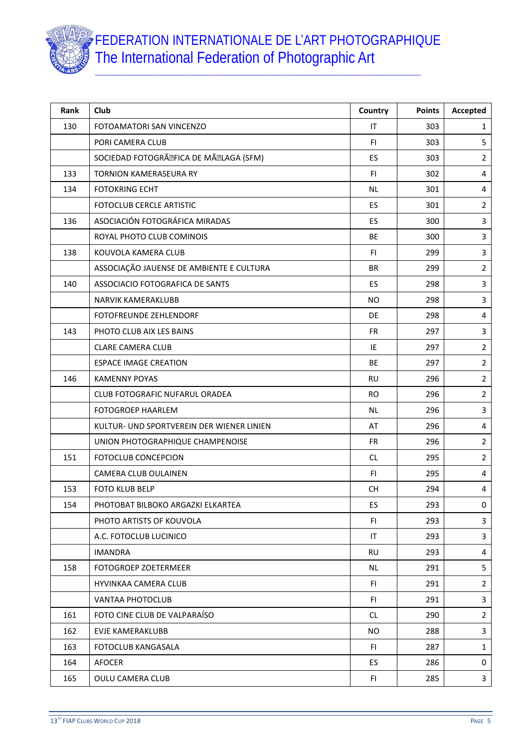| Rank | Club | Country | Points | Accepted |
|---|---|---|---|---|
| 130 | FOTOAMATORI SAN VINCENZO | IT | 303 | 1 |
| | PORI CAMERA CLUB | FI | 303 | 5 |
| | SOCIEDAD FOTOGRÃFICA DE MÃLAGA (SFM) | ES | 303 | 2 |
| 133 | TORNION KAMERASEURA RY | FI | 302 | 4 |
| 134 | FOTOKRING ECHT | NL | 301 | 4 |
| | FOTOCLUB CERCLE ARTISTIC | ES | 301 | 2 |
| 136 | ASOCIACIÓN FOTOGRÁFICA MIRADAS | ES | 300 | 3 |
| | ROYAL PHOTO CLUB COMINOIS | BE | 300 | 3 |
| 138 | KOUVOLA KAMERA CLUB | FI | 299 | 3 |
| | ASSOCIAÇÃO JAUENSE DE AMBIENTE E CULTURA | BR | 299 | 2 |
| 140 | ASSOCIACIO FOTOGRAFICA DE SANTS | ES | 298 | 3 |
| | NARVIK KAMERAKLUBB | NO | 298 | 3 |
| | FOTOFREUNDE ZEHLENDORF | DE | 298 | 4 |
| 143 | PHOTO CLUB AIX LES BAINS | FR | 297 | 3 |
| | CLARE CAMERA CLUB | IE | 297 | 2 |
| | ESPACE IMAGE CREATION | BE | 297 | 2 |
| 146 | KAMENNY POYAS | RU | 296 | 2 |
| | CLUB FOTOGRAFIC NUFARUL ORADEA | RO | 296 | 2 |
| | FOTOGROEP HAARLEM | NL | 296 | 3 |
| | KULTUR- UND SPORTVEREIN DER WIENER LINIEN | AT | 296 | 4 |
| | UNION PHOTOGRAPHIQUE CHAMPENOISE | FR | 296 | 2 |
| 151 | FOTOCLUB CONCEPCION | CL | 295 | 2 |
| | CAMERA CLUB OULAINEN | FI | 295 | 4 |
| 153 | FOTO KLUB BELP | CH | 294 | 4 |
| 154 | PHOTOBAT BILBOKO ARGAZKI ELKARTEA | ES | 293 | 0 |
| | PHOTO ARTISTS OF KOUVOLA | FI | 293 | 3 |
| | A.C. FOTOCLUB LUCINICO | IT | 293 | 3 |
| | IMANDRA | RU | 293 | 4 |
| 158 | FOTOGROEP ZOETERMEER | NL | 291 | 5 |
| | HYVINKAA CAMERA CLUB | FI | 291 | 2 |
| | VANTAA PHOTOCLUB | FI | 291 | 3 |
| 161 | FOTO CINE CLUB DE VALPARAÍSO | CL | 290 | 2 |
| 162 | EVJE KAMERAKLUBB | NO | 288 | 3 |
| 163 | FOTOCLUB KANGASALA | FI | 287 | 1 |
| 164 | AFOCER | ES | 286 | 0 |
| 165 | OULU CAMERA CLUB | FI | 285 | 3 |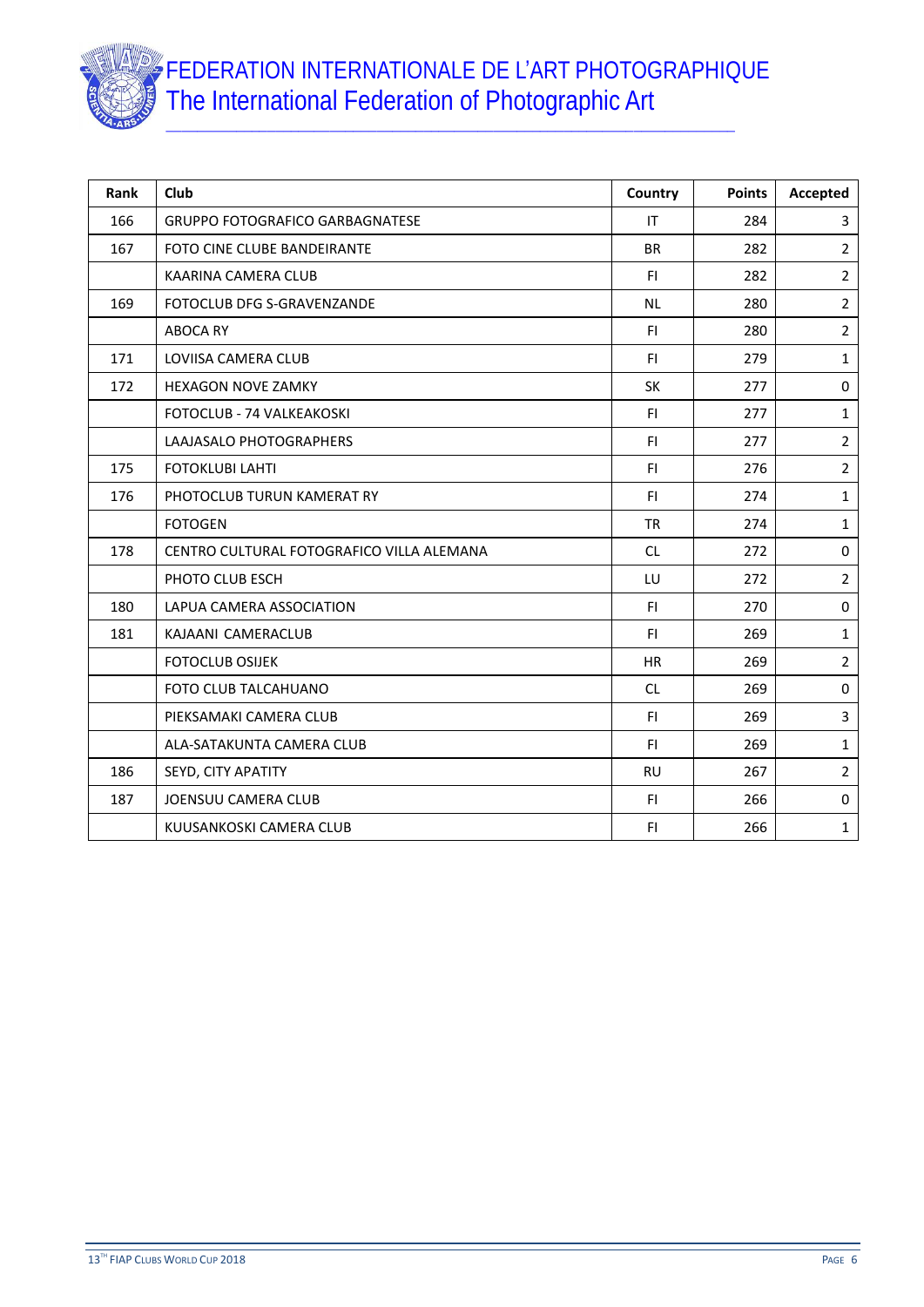| Rank | Club | Country | Points | Accepted |
|---|---|---|---|---|
| 166 | GRUPPO FOTOGRAFICO GARBAGNATESE | IT | 284 | 3 |
| 167 | FOTO CINE CLUBE BANDEIRANTE | BR | 282 | 2 |
| | KAARINA CAMERA CLUB | FI | 282 | 2 |
| 169 | FOTOCLUB DFG S-GRAVENZANDE | NL | 280 | 2 |
| | ABOCA RY | FI | 280 | 2 |
| 171 | LOVIISA CAMERA CLUB | FI | 279 | 1 |
| 172 | HEXAGON NOVE ZAMKY | SK | 277 | 0 |
| | FOTOCLUB - 74 VALKEAKOSKI | FI | 277 | 1 |
| | LAAJASALO PHOTOGRAPHERS | FI | 277 | 2 |
| 175 | FOTOKLUBI LAHTI | FI | 276 | 2 |
| 176 | PHOTOCLUB TURUN KAMERAT RY | FI | 274 | 1 |
| | FOTOGEN | TR | 274 | 1 |
| 178 | CENTRO CULTURAL FOTOGRAFICO VILLA ALEMANA | CL | 272 | 0 |
| | PHOTO CLUB ESCH | LU | 272 | 2 |
| 180 | LAPUA CAMERA ASSOCIATION | FI | 270 | 0 |
| 181 | KAJAANI CAMERACLUB | FI | 269 | 1 |
| | FOTOCLUB OSIJEK | HR | 269 | 2 |
| | FOTO CLUB TALCAHUANO | CL | 269 | 0 |
| | PIEKSAMAKI CAMERA CLUB | FI | 269 | 3 |
| | ALA-SATAKUNTA CAMERA CLUB | FI | 269 | 1 |
| 186 | SEYD, CITY APATITY | RU | 267 | 2 |
| 187 | JOENSUU CAMERA CLUB | FI | 266 | 0 |
| | KUUSANKOSKI CAMERA CLUB | FI | 266 | 1 |